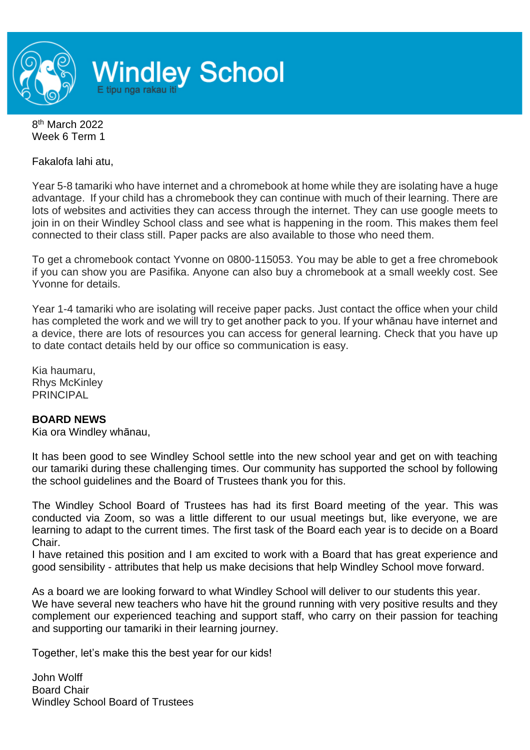# Windley School

E tipu nga rakau iti

8th March 2022
Week 6 Term 1

Fakalofa lahi atu,

Year 5-8 tamariki who have internet and a chromebook at home while they are isolating have a huge advantage. If your child has a chromebook they can continue with much of their learning. There are lots of websites and activities they can access through the internet. They can use google meets to join in on their Windley School class and see what is happening in the room. This makes them feel connected to their class still. Paper packs are also available to those who need them.

To get a chromebook contact Yvonne on 0800-115053. You may be able to get a free chromebook if you can show you are Pasifika. Anyone can also buy a chromebook at a small weekly cost. See Yvonne for details.

Year 1-4 tamariki who are isolating will receive paper packs. Just contact the office when your child has completed the work and we will try to get another pack to you. If your whānau have internet and a device, there are lots of resources you can access for general learning. Check that you have up to date contact details held by our office so communication is easy.

Kia haumaru,
Rhys McKinley
PRINCIPAL

**BOARD NEWS**

Kia ora Windley whānau,

It has been good to see Windley School settle into the new school year and get on with teaching our tamariki during these challenging times. Our community has supported the school by following the school guidelines and the Board of Trustees thank you for this.

The Windley School Board of Trustees has had its first Board meeting of the year. This was conducted via Zoom, so was a little different to our usual meetings but, like everyone, we are learning to adapt to the current times. The first task of the Board each year is to decide on a Board Chair.
I have retained this position and I am excited to work with a Board that has great experience and good sensibility - attributes that help us make decisions that help Windley School move forward.

As a board we are looking forward to what Windley School will deliver to our students this year.
We have several new teachers who have hit the ground running with very positive results and they complement our experienced teaching and support staff, who carry on their passion for teaching and supporting our tamariki in their learning journey.

Together, let's make this the best year for our kids!

John Wolff
Board Chair
Windley School Board of Trustees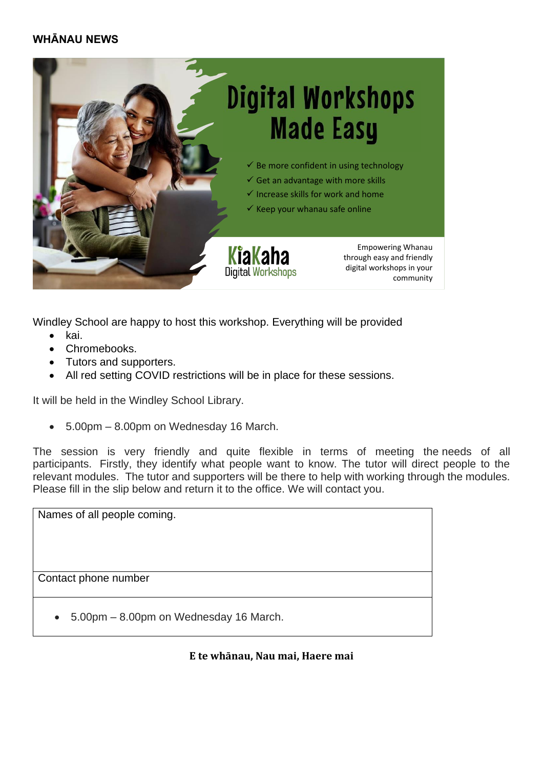**WHĀNAU NEWS**

Digital Workshops Made Easy

- ✓ Be more confident in using technology
- ✓ Get an advantage with more skills
- ✓ Increase skills for work and home
- ✓ Keep your whanau safe online

KiaKaha Digital Workshops

Empowering Whanau through easy and friendly digital workshops in your community

Windley School are happy to host this workshop. Everything will be provided

- kai.
- Chromebooks.
- Tutors and supporters.
- All red setting COVID restrictions will be in place for these sessions.

It will be held in the Windley School Library.

- 5.00pm – 8.00pm on Wednesday 16 March.

The session is very friendly and quite flexible in terms of meeting the needs of all participants. Firstly, they identify what people want to know. The tutor will direct people to the relevant modules. The tutor and supporters will be there to help with working through the modules. Please fill in the slip below and return it to the office. We will contact you.

| |
|---|
| Names of all people coming. |
| Contact phone number |
| • 5.00pm – 8.00pm on Wednesday 16 March. |

**E te whānau, Nau mai, Haere mai**